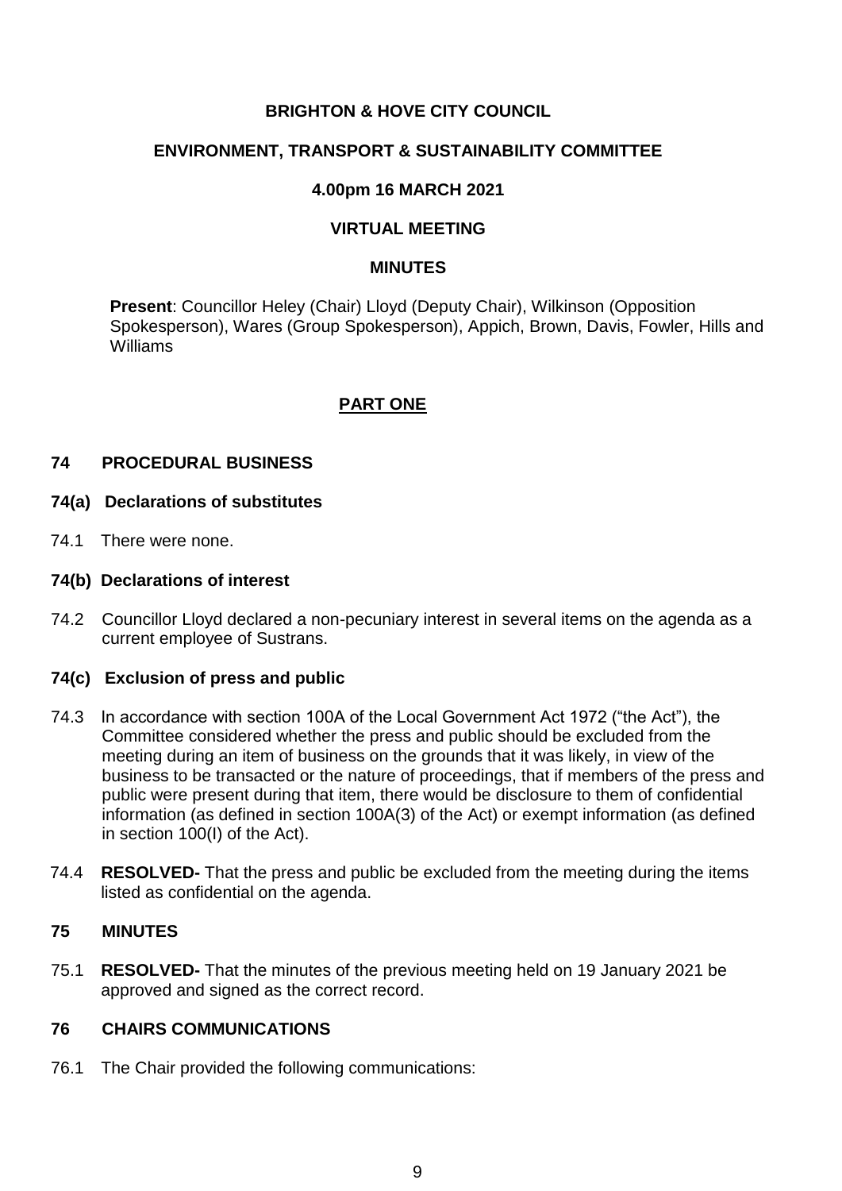**BRIGHTON & HOVE CITY COUNCIL**

**ENVIRONMENT, TRANSPORT & SUSTAINABILITY COMMITTEE**

**4.00pm 16 MARCH 2021**

**VIRTUAL MEETING**

**MINUTES**

**Present**: Councillor Heley (Chair) Lloyd (Deputy Chair), Wilkinson (Opposition Spokesperson), Wares (Group Spokesperson), Appich, Brown, Davis, Fowler, Hills and Williams

## PART ONE

### 74 PROCEDURAL BUSINESS

#### 74(a) Declarations of substitutes

74.1 There were none.

#### 74(b) Declarations of interest

74.2 Councillor Lloyd declared a non-pecuniary interest in several items on the agenda as a current employee of Sustrans.

#### 74(c) Exclusion of press and public

74.3 In accordance with section 100A of the Local Government Act 1972 ("the Act"), the Committee considered whether the press and public should be excluded from the meeting during an item of business on the grounds that it was likely, in view of the business to be transacted or the nature of proceedings, that if members of the press and public were present during that item, there would be disclosure to them of confidential information (as defined in section 100A(3) of the Act) or exempt information (as defined in section 100(I) of the Act).

74.4 **RESOLVED-** That the press and public be excluded from the meeting during the items listed as confidential on the agenda.

### 75 MINUTES

75.1 **RESOLVED-** That the minutes of the previous meeting held on 19 January 2021 be approved and signed as the correct record.

### 76 CHAIRS COMMUNICATIONS

76.1 The Chair provided the following communications: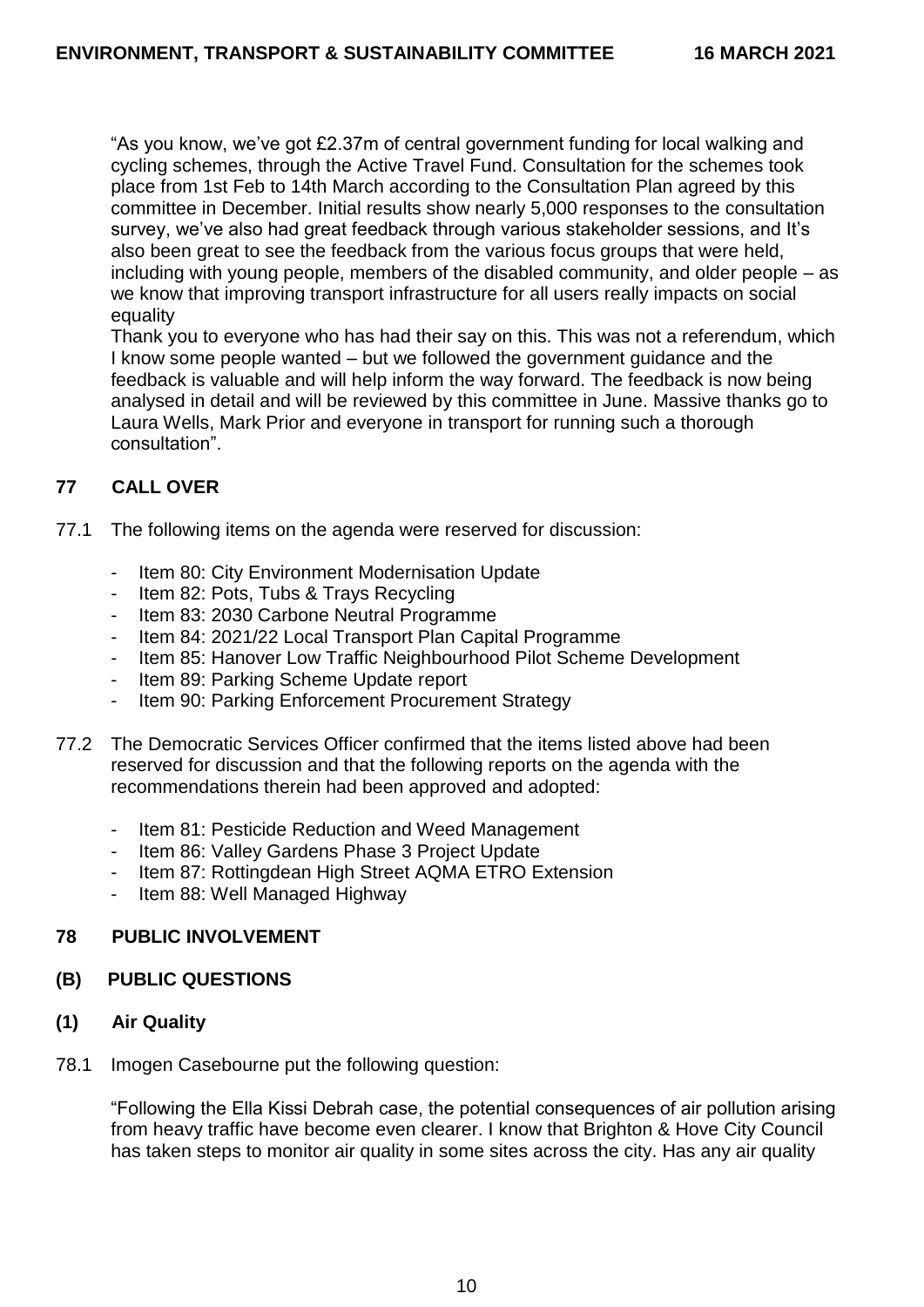"As you know, we've got £2.37m of central government funding for local walking and cycling schemes, through the Active Travel Fund. Consultation for the schemes took place from 1st Feb to 14th March according to the Consultation Plan agreed by this committee in December. Initial results show nearly 5,000 responses to the consultation survey, we've also had great feedback through various stakeholder sessions, and It's also been great to see the feedback from the various focus groups that were held, including with young people, members of the disabled community, and older people – as we know that improving transport infrastructure for all users really impacts on social equality

Thank you to everyone who has had their say on this. This was not a referendum, which I know some people wanted – but we followed the government guidance and the feedback is valuable and will help inform the way forward. The feedback is now being analysed in detail and will be reviewed by this committee in June. Massive thanks go to Laura Wells, Mark Prior and everyone in transport for running such a thorough consultation".

## 77 CALL OVER

77.1 The following items on the agenda were reserved for discussion:

- Item 80: City Environment Modernisation Update
- Item 82: Pots, Tubs & Trays Recycling
- Item 83: 2030 Carbone Neutral Programme
- Item 84: 2021/22 Local Transport Plan Capital Programme
- Item 85: Hanover Low Traffic Neighbourhood Pilot Scheme Development
- Item 89: Parking Scheme Update report
- Item 90: Parking Enforcement Procurement Strategy

77.2 The Democratic Services Officer confirmed that the items listed above had been reserved for discussion and that the following reports on the agenda with the recommendations therein had been approved and adopted:

- Item 81: Pesticide Reduction and Weed Management
- Item 86: Valley Gardens Phase 3 Project Update
- Item 87: Rottingdean High Street AQMA ETRO Extension
- Item 88: Well Managed Highway

## 78 PUBLIC INVOLVEMENT

### (B) PUBLIC QUESTIONS

### (1) Air Quality

78.1 Imogen Casebourne put the following question:

"Following the Ella Kissi Debrah case, the potential consequences of air pollution arising from heavy traffic have become even clearer. I know that Brighton & Hove City Council has taken steps to monitor air quality in some sites across the city. Has any air quality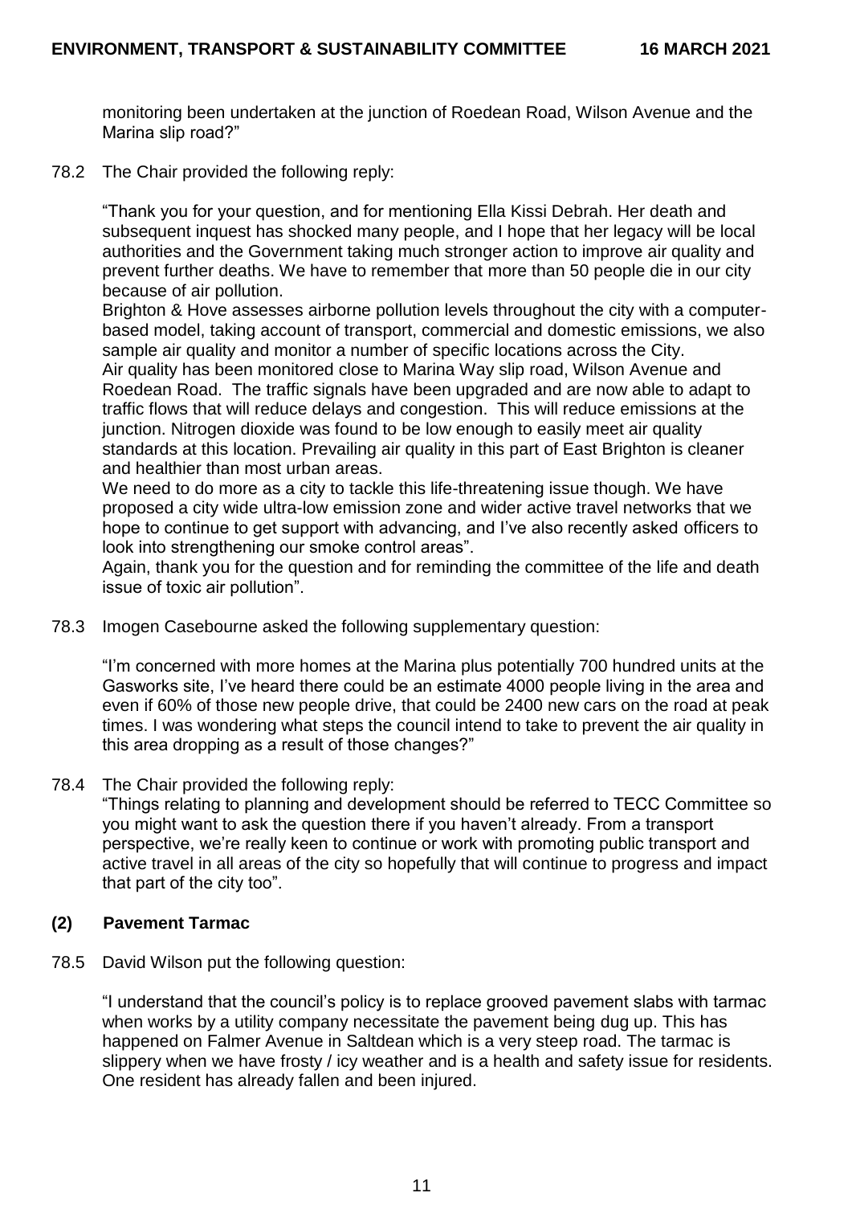monitoring been undertaken at the junction of Roedean Road, Wilson Avenue and the Marina slip road?"

78.2 The Chair provided the following reply:

"Thank you for your question, and for mentioning Ella Kissi Debrah. Her death and subsequent inquest has shocked many people, and I hope that her legacy will be local authorities and the Government taking much stronger action to improve air quality and prevent further deaths. We have to remember that more than 50 people die in our city because of air pollution.

Brighton & Hove assesses airborne pollution levels throughout the city with a computer-based model, taking account of transport, commercial and domestic emissions, we also sample air quality and monitor a number of specific locations across the City.

Air quality has been monitored close to Marina Way slip road, Wilson Avenue and Roedean Road. The traffic signals have been upgraded and are now able to adapt to traffic flows that will reduce delays and congestion. This will reduce emissions at the junction. Nitrogen dioxide was found to be low enough to easily meet air quality standards at this location. Prevailing air quality in this part of East Brighton is cleaner and healthier than most urban areas.

We need to do more as a city to tackle this life-threatening issue though. We have proposed a city wide ultra-low emission zone and wider active travel networks that we hope to continue to get support with advancing, and I've also recently asked officers to look into strengthening our smoke control areas".

Again, thank you for the question and for reminding the committee of the life and death issue of toxic air pollution".

78.3 Imogen Casebourne asked the following supplementary question:

"I'm concerned with more homes at the Marina plus potentially 700 hundred units at the Gasworks site, I've heard there could be an estimate 4000 people living in the area and even if 60% of those new people drive, that could be 2400 new cars on the road at peak times. I was wondering what steps the council intend to take to prevent the air quality in this area dropping as a result of those changes?"

78.4 The Chair provided the following reply:

"Things relating to planning and development should be referred to TECC Committee so you might want to ask the question there if you haven't already. From a transport perspective, we're really keen to continue or work with promoting public transport and active travel in all areas of the city so hopefully that will continue to progress and impact that part of the city too".

### (2) Pavement Tarmac

78.5 David Wilson put the following question:

"I understand that the council's policy is to replace grooved pavement slabs with tarmac when works by a utility company necessitate the pavement being dug up. This has happened on Falmer Avenue in Saltdean which is a very steep road. The tarmac is slippery when we have frosty / icy weather and is a health and safety issue for residents. One resident has already fallen and been injured.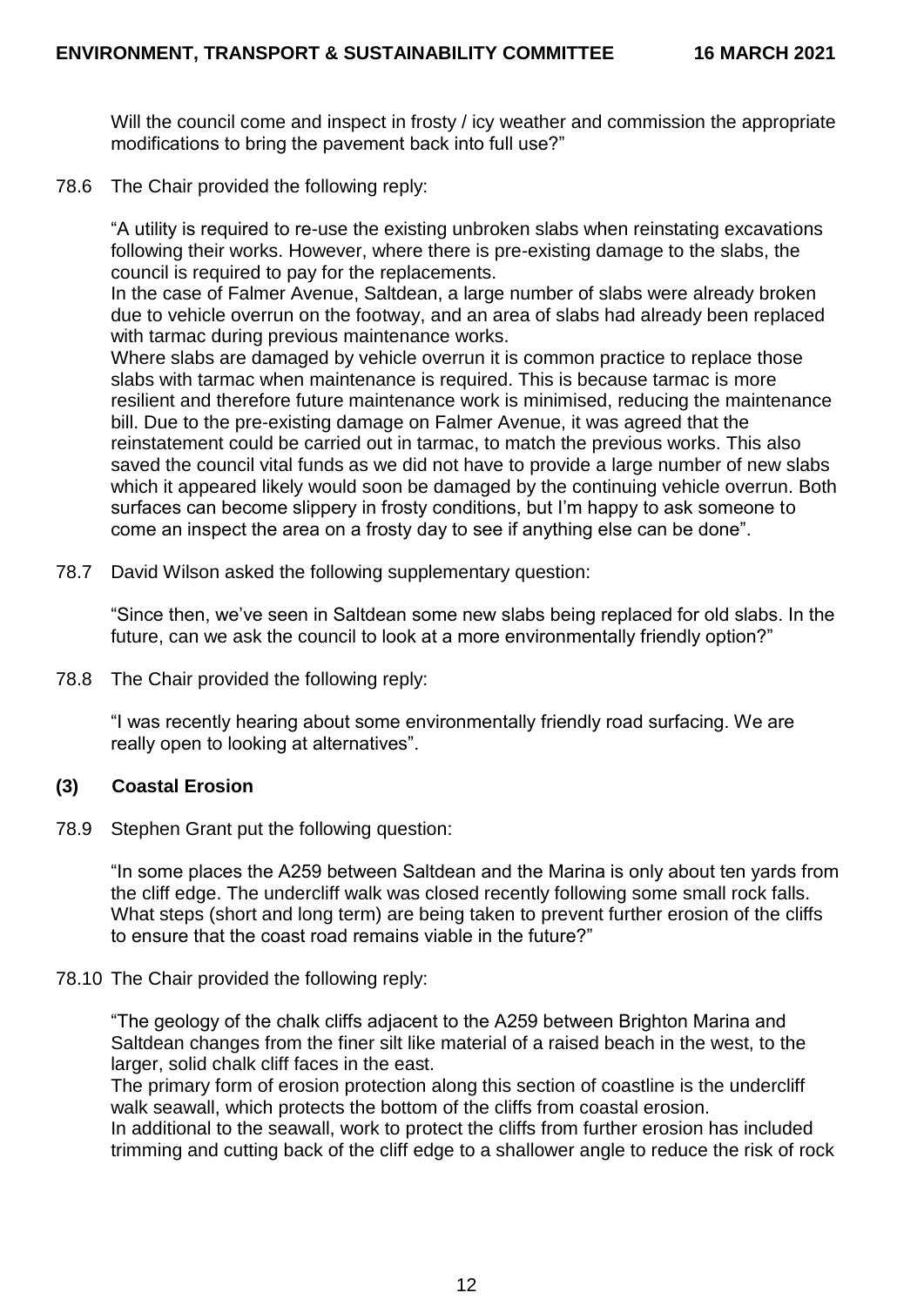Will the council come and inspect in frosty / icy weather and commission the appropriate modifications to bring the pavement back into full use?"

78.6 The Chair provided the following reply:

"A utility is required to re-use the existing unbroken slabs when reinstating excavations following their works. However, where there is pre-existing damage to the slabs, the council is required to pay for the replacements.
In the case of Falmer Avenue, Saltdean, a large number of slabs were already broken due to vehicle overrun on the footway, and an area of slabs had already been replaced with tarmac during previous maintenance works.
Where slabs are damaged by vehicle overrun it is common practice to replace those slabs with tarmac when maintenance is required. This is because tarmac is more resilient and therefore future maintenance work is minimised, reducing the maintenance bill. Due to the pre-existing damage on Falmer Avenue, it was agreed that the reinstatement could be carried out in tarmac, to match the previous works. This also saved the council vital funds as we did not have to provide a large number of new slabs which it appeared likely would soon be damaged by the continuing vehicle overrun. Both surfaces can become slippery in frosty conditions, but I'm happy to ask someone to come an inspect the area on a frosty day to see if anything else can be done".

78.7 David Wilson asked the following supplementary question:

"Since then, we've seen in Saltdean some new slabs being replaced for old slabs. In the future, can we ask the council to look at a more environmentally friendly option?"

78.8 The Chair provided the following reply:

"I was recently hearing about some environmentally friendly road surfacing. We are really open to looking at alternatives".

**(3) Coastal Erosion**

78.9 Stephen Grant put the following question:

"In some places the A259 between Saltdean and the Marina is only about ten yards from the cliff edge. The undercliff walk was closed recently following some small rock falls. What steps (short and long term) are being taken to prevent further erosion of the cliffs to ensure that the coast road remains viable in the future?"

78.10 The Chair provided the following reply:

"The geology of the chalk cliffs adjacent to the A259 between Brighton Marina and Saltdean changes from the finer silt like material of a raised beach in the west, to the larger, solid chalk cliff faces in the east.
The primary form of erosion protection along this section of coastline is the undercliff walk seawall, which protects the bottom of the cliffs from coastal erosion.
In additional to the seawall, work to protect the cliffs from further erosion has included trimming and cutting back of the cliff edge to a shallower angle to reduce the risk of rock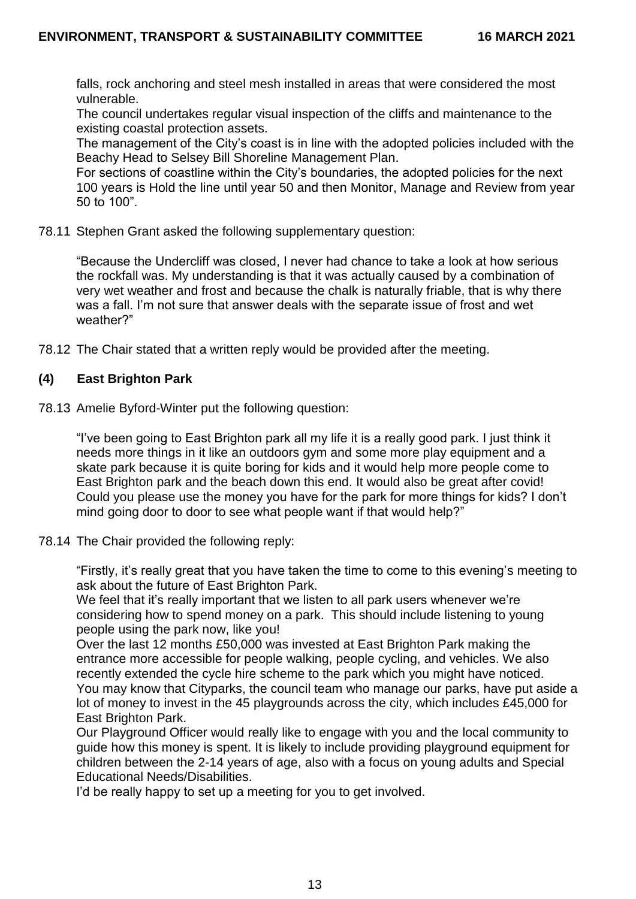falls, rock anchoring and steel mesh installed in areas that were considered the most vulnerable.

The council undertakes regular visual inspection of the cliffs and maintenance to the existing coastal protection assets.

The management of the City's coast is in line with the adopted policies included with the Beachy Head to Selsey Bill Shoreline Management Plan.

For sections of coastline within the City's boundaries, the adopted policies for the next 100 years is Hold the line until year 50 and then Monitor, Manage and Review from year 50 to 100".

78.11 Stephen Grant asked the following supplementary question:

"Because the Undercliff was closed, I never had chance to take a look at how serious the rockfall was. My understanding is that it was actually caused by a combination of very wet weather and frost and because the chalk is naturally friable, that is why there was a fall. I'm not sure that answer deals with the separate issue of frost and wet weather?"

78.12 The Chair stated that a written reply would be provided after the meeting.

### (4) East Brighton Park

78.13 Amelie Byford-Winter put the following question:

"I've been going to East Brighton park all my life it is a really good park. I just think it needs more things in it like an outdoors gym and some more play equipment and a skate park because it is quite boring for kids and it would help more people come to East Brighton park and the beach down this end. It would also be great after covid! Could you please use the money you have for the park for more things for kids? I don't mind going door to door to see what people want if that would help?"

78.14 The Chair provided the following reply:

"Firstly, it's really great that you have taken the time to come to this evening's meeting to ask about the future of East Brighton Park.

We feel that it's really important that we listen to all park users whenever we're considering how to spend money on a park. This should include listening to young people using the park now, like you!

Over the last 12 months £50,000 was invested at East Brighton Park making the entrance more accessible for people walking, people cycling, and vehicles. We also recently extended the cycle hire scheme to the park which you might have noticed.

You may know that Cityparks, the council team who manage our parks, have put aside a lot of money to invest in the 45 playgrounds across the city, which includes £45,000 for East Brighton Park.

Our Playground Officer would really like to engage with you and the local community to guide how this money is spent. It is likely to include providing playground equipment for children between the 2-14 years of age, also with a focus on young adults and Special Educational Needs/Disabilities.

I'd be really happy to set up a meeting for you to get involved.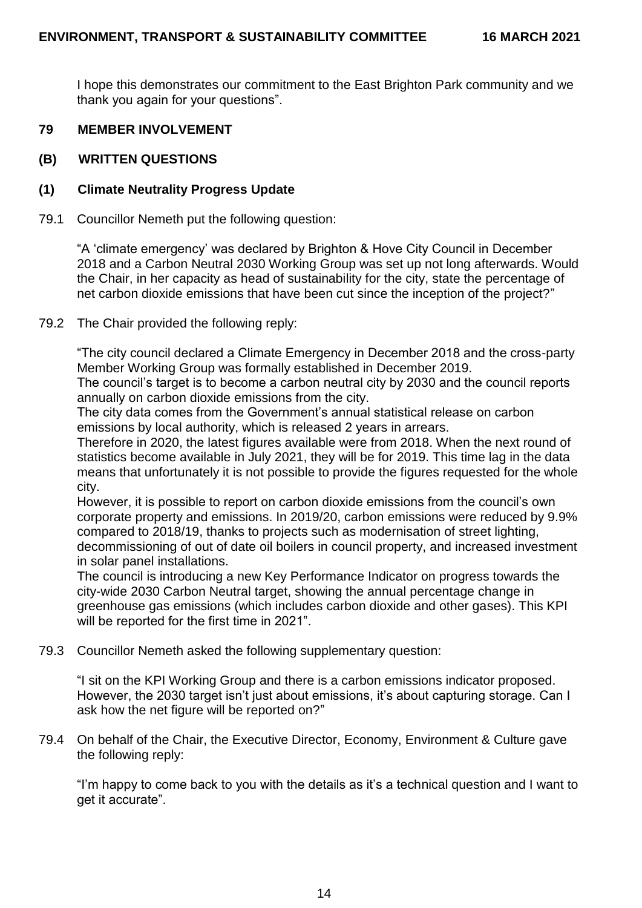I hope this demonstrates our commitment to the East Brighton Park community and we thank you again for your questions".

## 79 MEMBER INVOLVEMENT

### (B) WRITTEN QUESTIONS

### (1) Climate Neutrality Progress Update

79.1 Councillor Nemeth put the following question:

"A 'climate emergency' was declared by Brighton & Hove City Council in December 2018 and a Carbon Neutral 2030 Working Group was set up not long afterwards. Would the Chair, in her capacity as head of sustainability for the city, state the percentage of net carbon dioxide emissions that have been cut since the inception of the project?"

79.2 The Chair provided the following reply:

"The city council declared a Climate Emergency in December 2018 and the cross-party Member Working Group was formally established in December 2019.
The council's target is to become a carbon neutral city by 2030 and the council reports annually on carbon dioxide emissions from the city.
The city data comes from the Government's annual statistical release on carbon emissions by local authority, which is released 2 years in arrears.
Therefore in 2020, the latest figures available were from 2018. When the next round of statistics become available in July 2021, they will be for 2019. This time lag in the data means that unfortunately it is not possible to provide the figures requested for the whole city.
However, it is possible to report on carbon dioxide emissions from the council's own corporate property and emissions. In 2019/20, carbon emissions were reduced by 9.9% compared to 2018/19, thanks to projects such as modernisation of street lighting, decommissioning of out of date oil boilers in council property, and increased investment in solar panel installations.
The council is introducing a new Key Performance Indicator on progress towards the city-wide 2030 Carbon Neutral target, showing the annual percentage change in greenhouse gas emissions (which includes carbon dioxide and other gases). This KPI will be reported for the first time in 2021".

79.3 Councillor Nemeth asked the following supplementary question:

"I sit on the KPI Working Group and there is a carbon emissions indicator proposed. However, the 2030 target isn't just about emissions, it's about capturing storage. Can I ask how the net figure will be reported on?"

79.4 On behalf of the Chair, the Executive Director, Economy, Environment & Culture gave the following reply:

"I'm happy to come back to you with the details as it's a technical question and I want to get it accurate".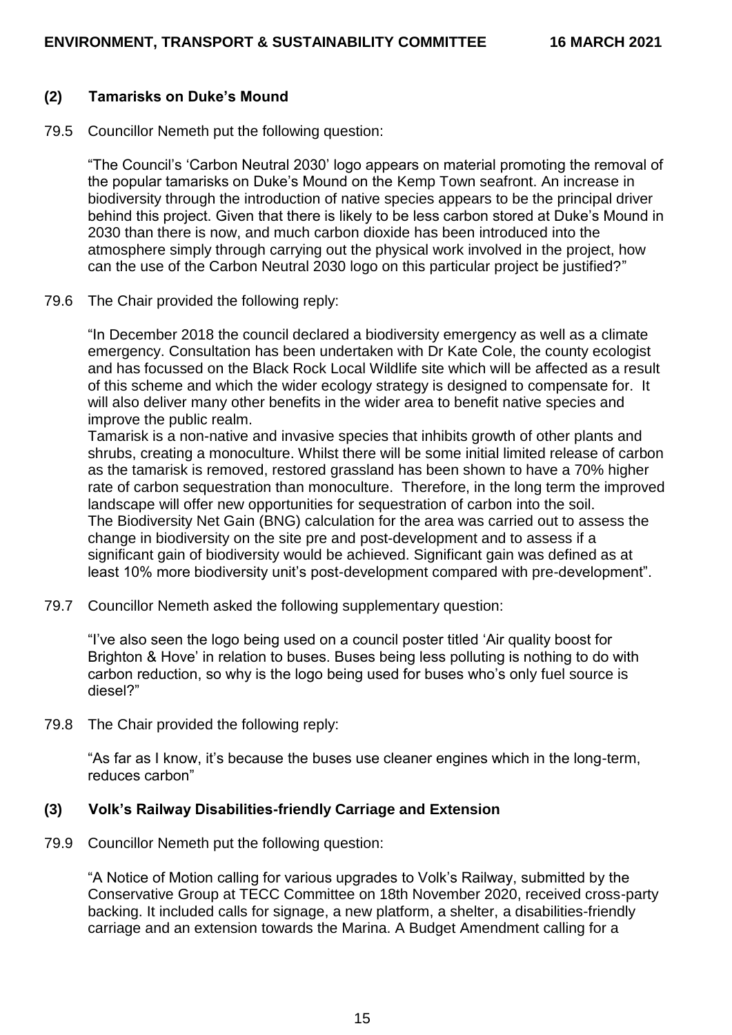### (2) Tamarisks on Duke's Mound

79.5 Councillor Nemeth put the following question:

"The Council's 'Carbon Neutral 2030' logo appears on material promoting the removal of the popular tamarisks on Duke's Mound on the Kemp Town seafront. An increase in biodiversity through the introduction of native species appears to be the principal driver behind this project. Given that there is likely to be less carbon stored at Duke's Mound in 2030 than there is now, and much carbon dioxide has been introduced into the atmosphere simply through carrying out the physical work involved in the project, how can the use of the Carbon Neutral 2030 logo on this particular project be justified?"

79.6 The Chair provided the following reply:

"In December 2018 the council declared a biodiversity emergency as well as a climate emergency. Consultation has been undertaken with Dr Kate Cole, the county ecologist and has focussed on the Black Rock Local Wildlife site which will be affected as a result of this scheme and which the wider ecology strategy is designed to compensate for. It will also deliver many other benefits in the wider area to benefit native species and improve the public realm.

Tamarisk is a non-native and invasive species that inhibits growth of other plants and shrubs, creating a monoculture. Whilst there will be some initial limited release of carbon as the tamarisk is removed, restored grassland has been shown to have a 70% higher rate of carbon sequestration than monoculture. Therefore, in the long term the improved landscape will offer new opportunities for sequestration of carbon into the soil.

The Biodiversity Net Gain (BNG) calculation for the area was carried out to assess the change in biodiversity on the site pre and post-development and to assess if a significant gain of biodiversity would be achieved. Significant gain was defined as at least 10% more biodiversity unit's post-development compared with pre-development".

79.7 Councillor Nemeth asked the following supplementary question:

"I've also seen the logo being used on a council poster titled 'Air quality boost for Brighton & Hove' in relation to buses. Buses being less polluting is nothing to do with carbon reduction, so why is the logo being used for buses who's only fuel source is diesel?"

79.8 The Chair provided the following reply:

"As far as I know, it's because the buses use cleaner engines which in the long-term, reduces carbon"

### (3) Volk's Railway Disabilities-friendly Carriage and Extension

79.9 Councillor Nemeth put the following question:

"A Notice of Motion calling for various upgrades to Volk's Railway, submitted by the Conservative Group at TECC Committee on 18th November 2020, received cross-party backing. It included calls for signage, a new platform, a shelter, a disabilities-friendly carriage and an extension towards the Marina. A Budget Amendment calling for a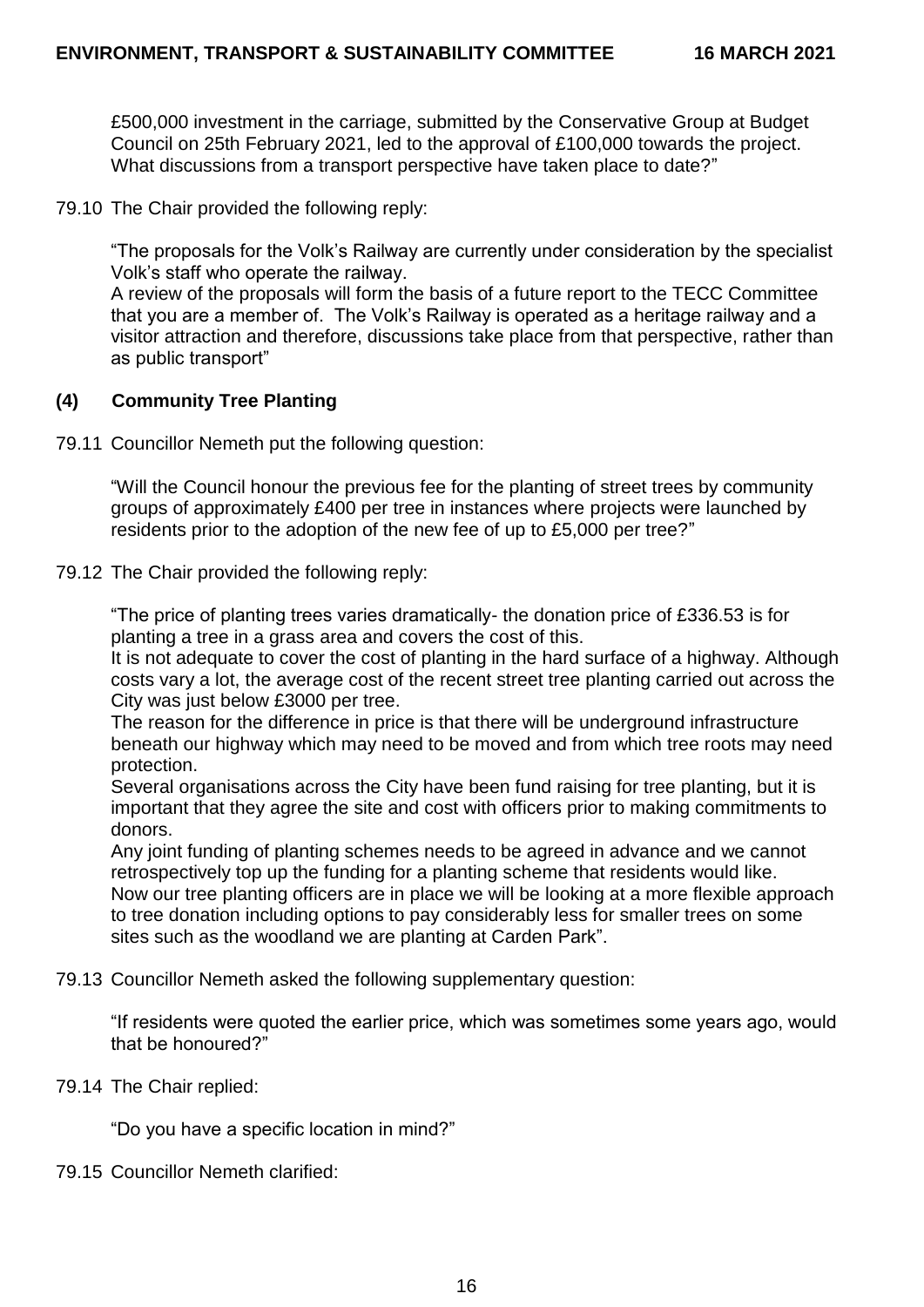£500,000 investment in the carriage, submitted by the Conservative Group at Budget Council on 25th February 2021, led to the approval of £100,000 towards the project. What discussions from a transport perspective have taken place to date?"

79.10 The Chair provided the following reply:

"The proposals for the Volk's Railway are currently under consideration by the specialist Volk's staff who operate the railway.
A review of the proposals will form the basis of a future report to the TECC Committee that you are a member of. The Volk's Railway is operated as a heritage railway and a visitor attraction and therefore, discussions take place from that perspective, rather than as public transport"

### (4) Community Tree Planting

79.11 Councillor Nemeth put the following question:

"Will the Council honour the previous fee for the planting of street trees by community groups of approximately £400 per tree in instances where projects were launched by residents prior to the adoption of the new fee of up to £5,000 per tree?"

79.12 The Chair provided the following reply:

"The price of planting trees varies dramatically- the donation price of £336.53 is for planting a tree in a grass area and covers the cost of this.
It is not adequate to cover the cost of planting in the hard surface of a highway. Although costs vary a lot, the average cost of the recent street tree planting carried out across the City was just below £3000 per tree.
The reason for the difference in price is that there will be underground infrastructure beneath our highway which may need to be moved and from which tree roots may need protection.
Several organisations across the City have been fund raising for tree planting, but it is important that they agree the site and cost with officers prior to making commitments to donors.
Any joint funding of planting schemes needs to be agreed in advance and we cannot retrospectively top up the funding for a planting scheme that residents would like.
Now our tree planting officers are in place we will be looking at a more flexible approach to tree donation including options to pay considerably less for smaller trees on some sites such as the woodland we are planting at Carden Park".

79.13 Councillor Nemeth asked the following supplementary question:

"If residents were quoted the earlier price, which was sometimes some years ago, would that be honoured?"

79.14 The Chair replied:

"Do you have a specific location in mind?"

79.15 Councillor Nemeth clarified: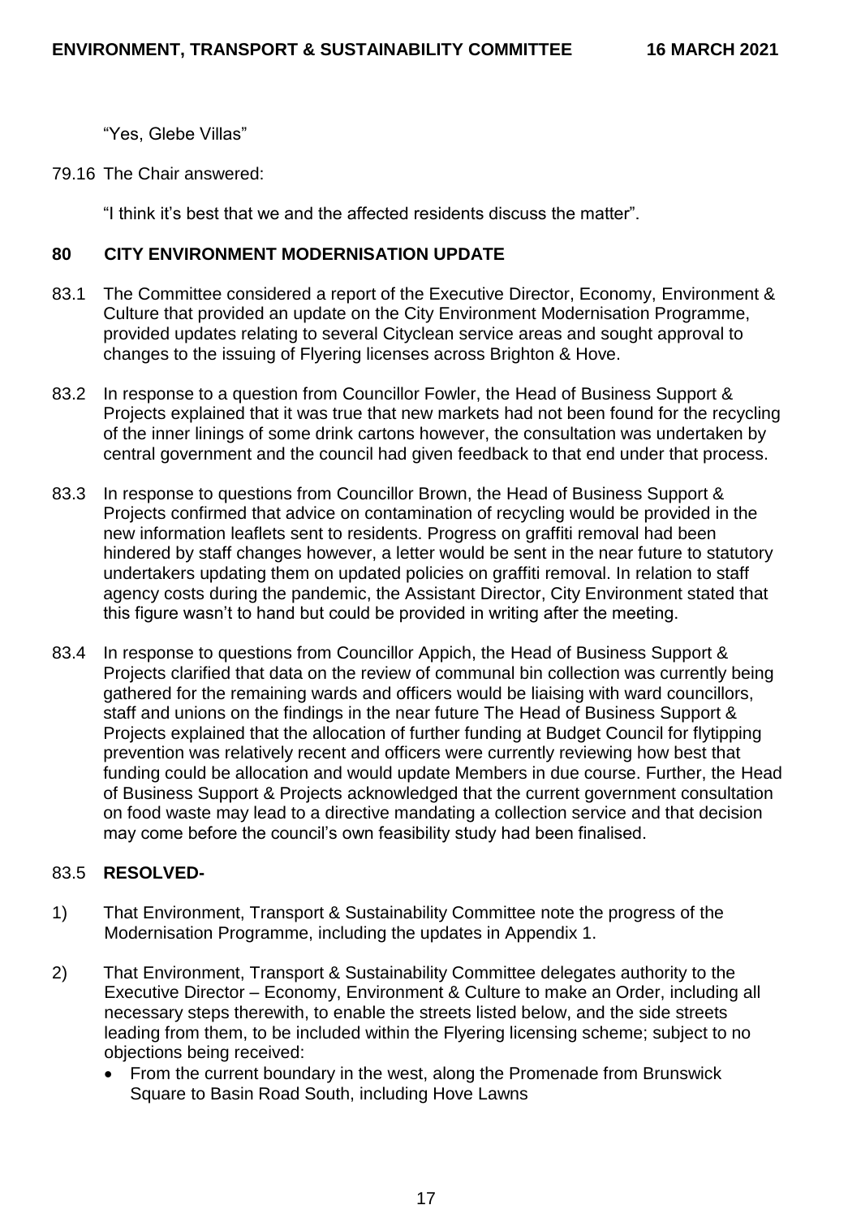"Yes, Glebe Villas"

79.16 The Chair answered:

"I think it's best that we and the affected residents discuss the matter".

## 80 CITY ENVIRONMENT MODERNISATION UPDATE

83.1 The Committee considered a report of the Executive Director, Economy, Environment & Culture that provided an update on the City Environment Modernisation Programme, provided updates relating to several Cityclean service areas and sought approval to changes to the issuing of Flyering licenses across Brighton & Hove.

83.2 In response to a question from Councillor Fowler, the Head of Business Support & Projects explained that it was true that new markets had not been found for the recycling of the inner linings of some drink cartons however, the consultation was undertaken by central government and the council had given feedback to that end under that process.

83.3 In response to questions from Councillor Brown, the Head of Business Support & Projects confirmed that advice on contamination of recycling would be provided in the new information leaflets sent to residents. Progress on graffiti removal had been hindered by staff changes however, a letter would be sent in the near future to statutory undertakers updating them on updated policies on graffiti removal. In relation to staff agency costs during the pandemic, the Assistant Director, City Environment stated that this figure wasn't to hand but could be provided in writing after the meeting.

83.4 In response to questions from Councillor Appich, the Head of Business Support & Projects clarified that data on the review of communal bin collection was currently being gathered for the remaining wards and officers would be liaising with ward councillors, staff and unions on the findings in the near future The Head of Business Support & Projects explained that the allocation of further funding at Budget Council for flytipping prevention was relatively recent and officers were currently reviewing how best that funding could be allocation and would update Members in due course. Further, the Head of Business Support & Projects acknowledged that the current government consultation on food waste may lead to a directive mandating a collection service and that decision may come before the council's own feasibility study had been finalised.

83.5 **RESOLVED-**

1) That Environment, Transport & Sustainability Committee note the progress of the Modernisation Programme, including the updates in Appendix 1.

2) That Environment, Transport & Sustainability Committee delegates authority to the Executive Director – Economy, Environment & Culture to make an Order, including all necessary steps therewith, to enable the streets listed below, and the side streets leading from them, to be included within the Flyering licensing scheme; subject to no objections being received:
   - From the current boundary in the west, along the Promenade from Brunswick Square to Basin Road South, including Hove Lawns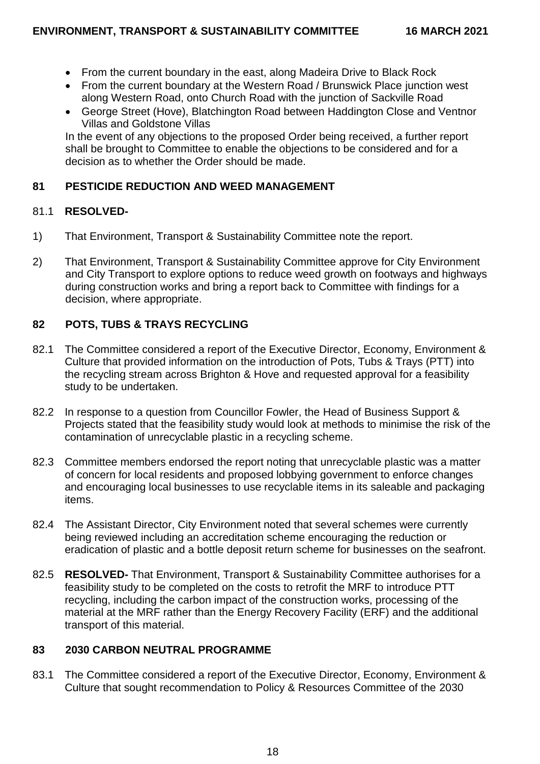- From the current boundary in the east, along Madeira Drive to Black Rock
- From the current boundary at the Western Road / Brunswick Place junction west along Western Road, onto Church Road with the junction of Sackville Road
- George Street (Hove), Blatchington Road between Haddington Close and Ventnor Villas and Goldstone Villas

In the event of any objections to the proposed Order being received, a further report shall be brought to Committee to enable the objections to be considered and for a decision as to whether the Order should be made.

## 81 PESTICIDE REDUCTION AND WEED MANAGEMENT

81.1 **RESOLVED-**

1) That Environment, Transport & Sustainability Committee note the report.

2) That Environment, Transport & Sustainability Committee approve for City Environment and City Transport to explore options to reduce weed growth on footways and highways during construction works and bring a report back to Committee with findings for a decision, where appropriate.

## 82 POTS, TUBS & TRAYS RECYCLING

82.1 The Committee considered a report of the Executive Director, Economy, Environment & Culture that provided information on the introduction of Pots, Tubs & Trays (PTT) into the recycling stream across Brighton & Hove and requested approval for a feasibility study to be undertaken.

82.2 In response to a question from Councillor Fowler, the Head of Business Support & Projects stated that the feasibility study would look at methods to minimise the risk of the contamination of unrecyclable plastic in a recycling scheme.

82.3 Committee members endorsed the report noting that unrecyclable plastic was a matter of concern for local residents and proposed lobbying government to enforce changes and encouraging local businesses to use recyclable items in its saleable and packaging items.

82.4 The Assistant Director, City Environment noted that several schemes were currently being reviewed including an accreditation scheme encouraging the reduction or eradication of plastic and a bottle deposit return scheme for businesses on the seafront.

82.5 **RESOLVED-** That Environment, Transport & Sustainability Committee authorises for a feasibility study to be completed on the costs to retrofit the MRF to introduce PTT recycling, including the carbon impact of the construction works, processing of the material at the MRF rather than the Energy Recovery Facility (ERF) and the additional transport of this material.

## 83 2030 CARBON NEUTRAL PROGRAMME

83.1 The Committee considered a report of the Executive Director, Economy, Environment & Culture that sought recommendation to Policy & Resources Committee of the 2030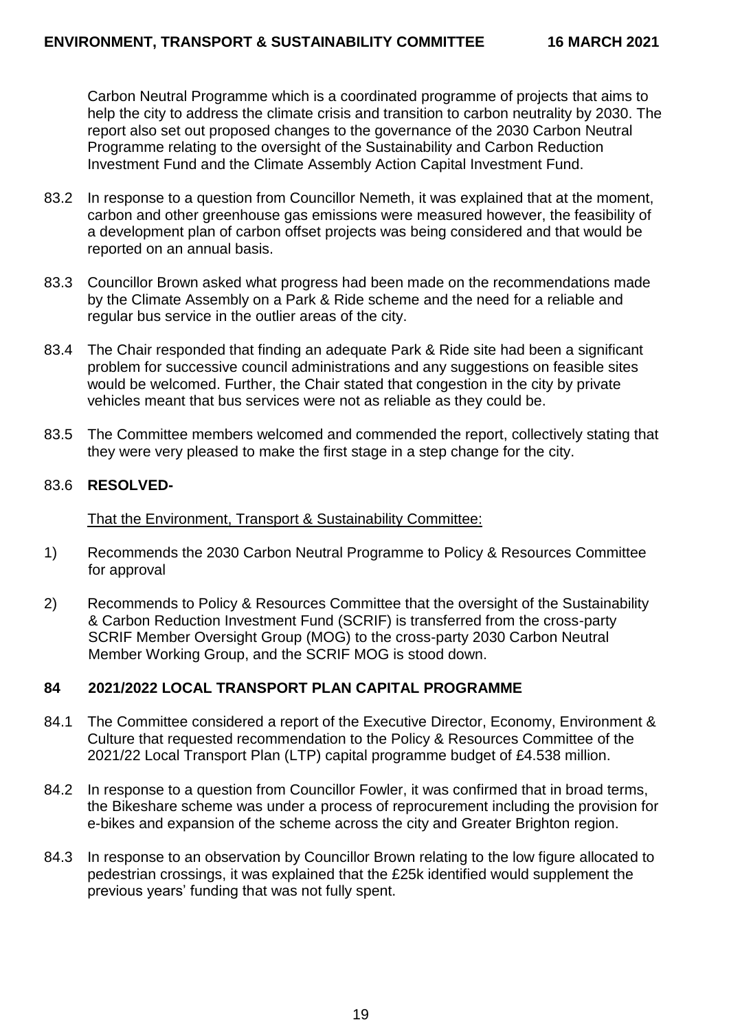Carbon Neutral Programme which is a coordinated programme of projects that aims to help the city to address the climate crisis and transition to carbon neutrality by 2030. The report also set out proposed changes to the governance of the 2030 Carbon Neutral Programme relating to the oversight of the Sustainability and Carbon Reduction Investment Fund and the Climate Assembly Action Capital Investment Fund.

83.2 In response to a question from Councillor Nemeth, it was explained that at the moment, carbon and other greenhouse gas emissions were measured however, the feasibility of a development plan of carbon offset projects was being considered and that would be reported on an annual basis.

83.3 Councillor Brown asked what progress had been made on the recommendations made by the Climate Assembly on a Park & Ride scheme and the need for a reliable and regular bus service in the outlier areas of the city.

83.4 The Chair responded that finding an adequate Park & Ride site had been a significant problem for successive council administrations and any suggestions on feasible sites would be welcomed. Further, the Chair stated that congestion in the city by private vehicles meant that bus services were not as reliable as they could be.

83.5 The Committee members welcomed and commended the report, collectively stating that they were very pleased to make the first stage in a step change for the city.

83.6 **RESOLVED-**

<u>That the Environment, Transport & Sustainability Committee:</u>

1) Recommends the 2030 Carbon Neutral Programme to Policy & Resources Committee for approval

2) Recommends to Policy & Resources Committee that the oversight of the Sustainability & Carbon Reduction Investment Fund (SCRIF) is transferred from the cross-party SCRIF Member Oversight Group (MOG) to the cross-party 2030 Carbon Neutral Member Working Group, and the SCRIF MOG is stood down.

## 84 2021/2022 LOCAL TRANSPORT PLAN CAPITAL PROGRAMME

84.1 The Committee considered a report of the Executive Director, Economy, Environment & Culture that requested recommendation to the Policy & Resources Committee of the 2021/22 Local Transport Plan (LTP) capital programme budget of £4.538 million.

84.2 In response to a question from Councillor Fowler, it was confirmed that in broad terms, the Bikeshare scheme was under a process of reprocurement including the provision for e-bikes and expansion of the scheme across the city and Greater Brighton region.

84.3 In response to an observation by Councillor Brown relating to the low figure allocated to pedestrian crossings, it was explained that the £25k identified would supplement the previous years' funding that was not fully spent.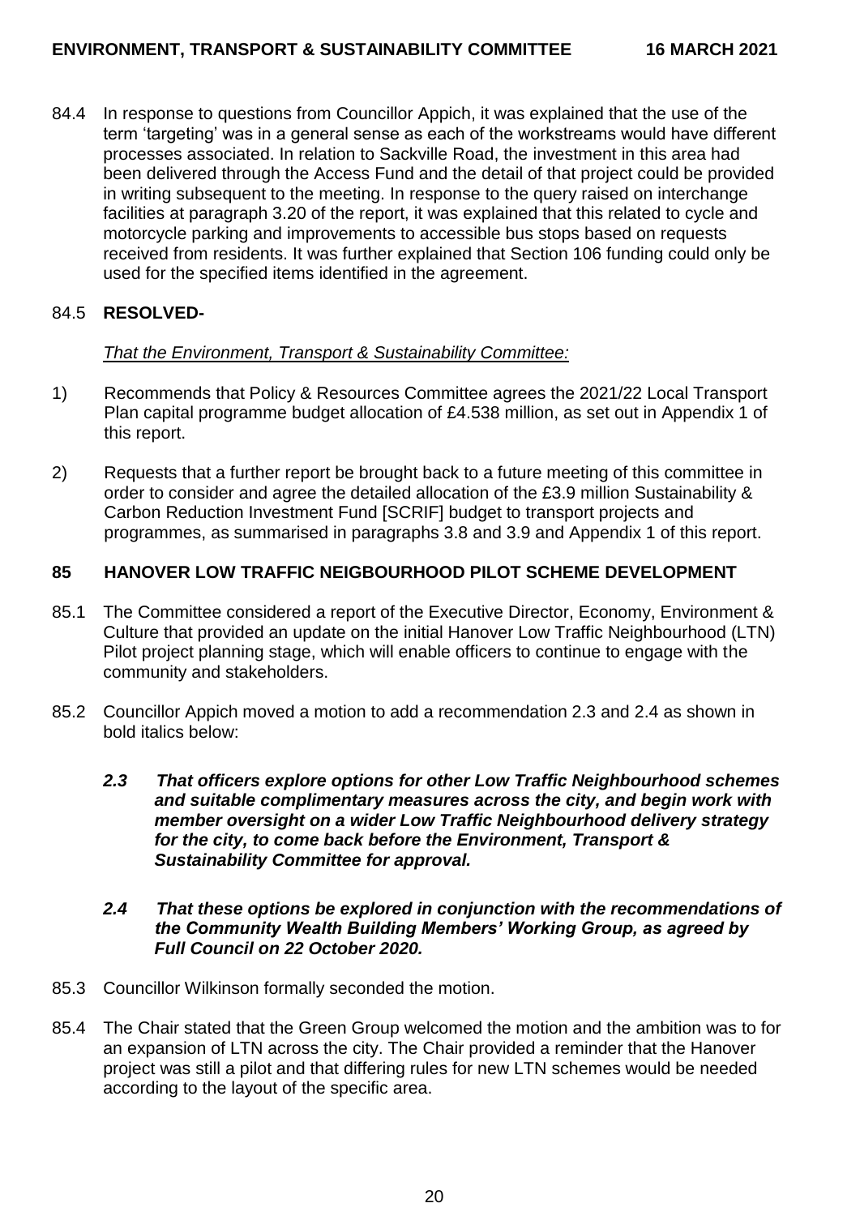84.4 In response to questions from Councillor Appich, it was explained that the use of the term 'targeting' was in a general sense as each of the workstreams would have different processes associated. In relation to Sackville Road, the investment in this area had been delivered through the Access Fund and the detail of that project could be provided in writing subsequent to the meeting. In response to the query raised on interchange facilities at paragraph 3.20 of the report, it was explained that this related to cycle and motorcycle parking and improvements to accessible bus stops based on requests received from residents. It was further explained that Section 106 funding could only be used for the specified items identified in the agreement.

84.5 **RESOLVED-**

*That the Environment, Transport & Sustainability Committee:*

1) Recommends that Policy & Resources Committee agrees the 2021/22 Local Transport Plan capital programme budget allocation of £4.538 million, as set out in Appendix 1 of this report.

2) Requests that a further report be brought back to a future meeting of this committee in order to consider and agree the detailed allocation of the £3.9 million Sustainability & Carbon Reduction Investment Fund [SCRIF] budget to transport projects and programmes, as summarised in paragraphs 3.8 and 3.9 and Appendix 1 of this report.

## 85 HANOVER LOW TRAFFIC NEIGBOURHOOD PILOT SCHEME DEVELOPMENT

85.1 The Committee considered a report of the Executive Director, Economy, Environment & Culture that provided an update on the initial Hanover Low Traffic Neighbourhood (LTN) Pilot project planning stage, which will enable officers to continue to engage with the community and stakeholders.

85.2 Councillor Appich moved a motion to add a recommendation 2.3 and 2.4 as shown in bold italics below:

***2.3 That officers explore options for other Low Traffic Neighbourhood schemes and suitable complimentary measures across the city, and begin work with member oversight on a wider Low Traffic Neighbourhood delivery strategy for the city, to come back before the Environment, Transport & Sustainability Committee for approval.***

***2.4 That these options be explored in conjunction with the recommendations of the Community Wealth Building Members' Working Group, as agreed by Full Council on 22 October 2020.***

85.3 Councillor Wilkinson formally seconded the motion.

85.4 The Chair stated that the Green Group welcomed the motion and the ambition was to for an expansion of LTN across the city. The Chair provided a reminder that the Hanover project was still a pilot and that differing rules for new LTN schemes would be needed according to the layout of the specific area.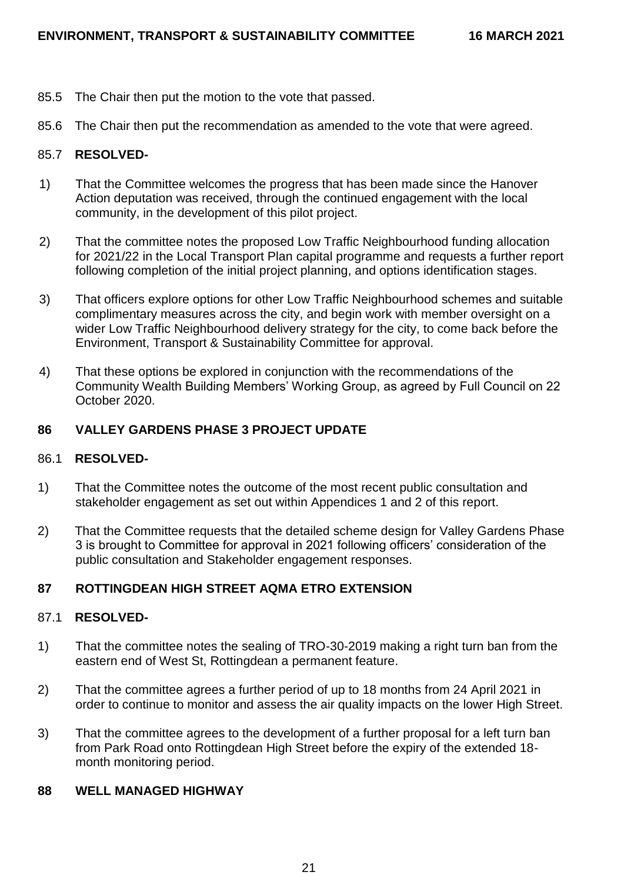85.5 The Chair then put the motion to the vote that passed.

85.6 The Chair then put the recommendation as amended to the vote that were agreed.

85.7 **RESOLVED-**

1) That the Committee welcomes the progress that has been made since the Hanover Action deputation was received, through the continued engagement with the local community, in the development of this pilot project.

2) That the committee notes the proposed Low Traffic Neighbourhood funding allocation for 2021/22 in the Local Transport Plan capital programme and requests a further report following completion of the initial project planning, and options identification stages.

3) That officers explore options for other Low Traffic Neighbourhood schemes and suitable complimentary measures across the city, and begin work with member oversight on a wider Low Traffic Neighbourhood delivery strategy for the city, to come back before the Environment, Transport & Sustainability Committee for approval.

4) That these options be explored in conjunction with the recommendations of the Community Wealth Building Members' Working Group, as agreed by Full Council on 22 October 2020.

## 86 VALLEY GARDENS PHASE 3 PROJECT UPDATE

86.1 **RESOLVED-**

1) That the Committee notes the outcome of the most recent public consultation and stakeholder engagement as set out within Appendices 1 and 2 of this report.

2) That the Committee requests that the detailed scheme design for Valley Gardens Phase 3 is brought to Committee for approval in 2021 following officers' consideration of the public consultation and Stakeholder engagement responses.

## 87 ROTTINGDEAN HIGH STREET AQMA ETRO EXTENSION

87.1 **RESOLVED-**

1) That the committee notes the sealing of TRO-30-2019 making a right turn ban from the eastern end of West St, Rottingdean a permanent feature.

2) That the committee agrees a further period of up to 18 months from 24 April 2021 in order to continue to monitor and assess the air quality impacts on the lower High Street.

3) That the committee agrees to the development of a further proposal for a left turn ban from Park Road onto Rottingdean High Street before the expiry of the extended 18-month monitoring period.

## 88 WELL MANAGED HIGHWAY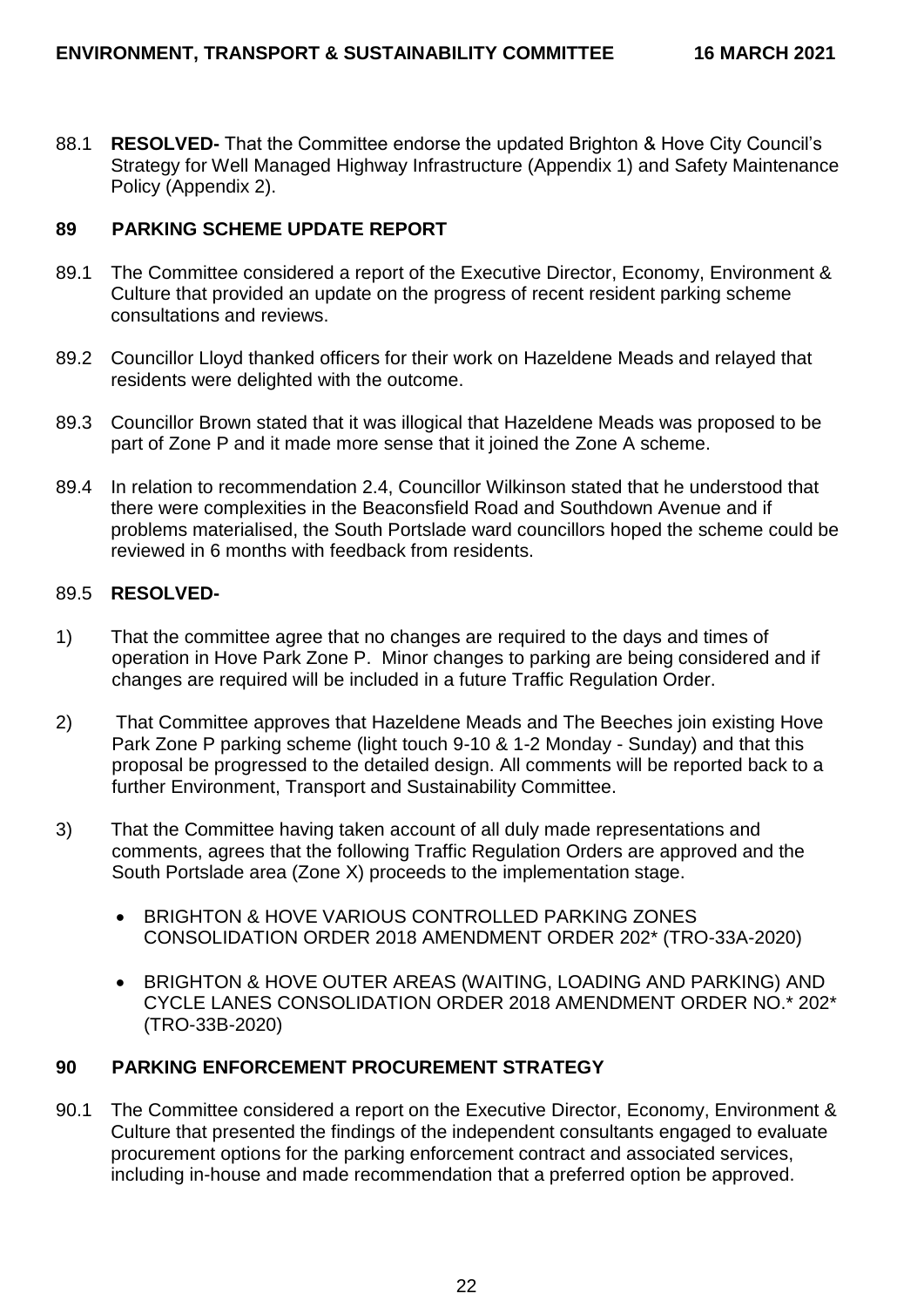88.1 **RESOLVED-** That the Committee endorse the updated Brighton & Hove City Council's Strategy for Well Managed Highway Infrastructure (Appendix 1) and Safety Maintenance Policy (Appendix 2).

## 89 PARKING SCHEME UPDATE REPORT

89.1 The Committee considered a report of the Executive Director, Economy, Environment & Culture that provided an update on the progress of recent resident parking scheme consultations and reviews.

89.2 Councillor Lloyd thanked officers for their work on Hazeldene Meads and relayed that residents were delighted with the outcome.

89.3 Councillor Brown stated that it was illogical that Hazeldene Meads was proposed to be part of Zone P and it made more sense that it joined the Zone A scheme.

89.4 In relation to recommendation 2.4, Councillor Wilkinson stated that he understood that there were complexities in the Beaconsfield Road and Southdown Avenue and if problems materialised, the South Portslade ward councillors hoped the scheme could be reviewed in 6 months with feedback from residents.

89.5 **RESOLVED-**

1) That the committee agree that no changes are required to the days and times of operation in Hove Park Zone P. Minor changes to parking are being considered and if changes are required will be included in a future Traffic Regulation Order.

2) That Committee approves that Hazeldene Meads and The Beeches join existing Hove Park Zone P parking scheme (light touch 9-10 & 1-2 Monday - Sunday) and that this proposal be progressed to the detailed design. All comments will be reported back to a further Environment, Transport and Sustainability Committee.

3) That the Committee having taken account of all duly made representations and comments, agrees that the following Traffic Regulation Orders are approved and the South Portslade area (Zone X) proceeds to the implementation stage.

   - BRIGHTON & HOVE VARIOUS CONTROLLED PARKING ZONES CONSOLIDATION ORDER 2018 AMENDMENT ORDER 202* (TRO-33A-2020)
   - BRIGHTON & HOVE OUTER AREAS (WAITING, LOADING AND PARKING) AND CYCLE LANES CONSOLIDATION ORDER 2018 AMENDMENT ORDER NO.* 202* (TRO-33B-2020)

## 90 PARKING ENFORCEMENT PROCUREMENT STRATEGY

90.1 The Committee considered a report on the Executive Director, Economy, Environment & Culture that presented the findings of the independent consultants engaged to evaluate procurement options for the parking enforcement contract and associated services, including in-house and made recommendation that a preferred option be approved.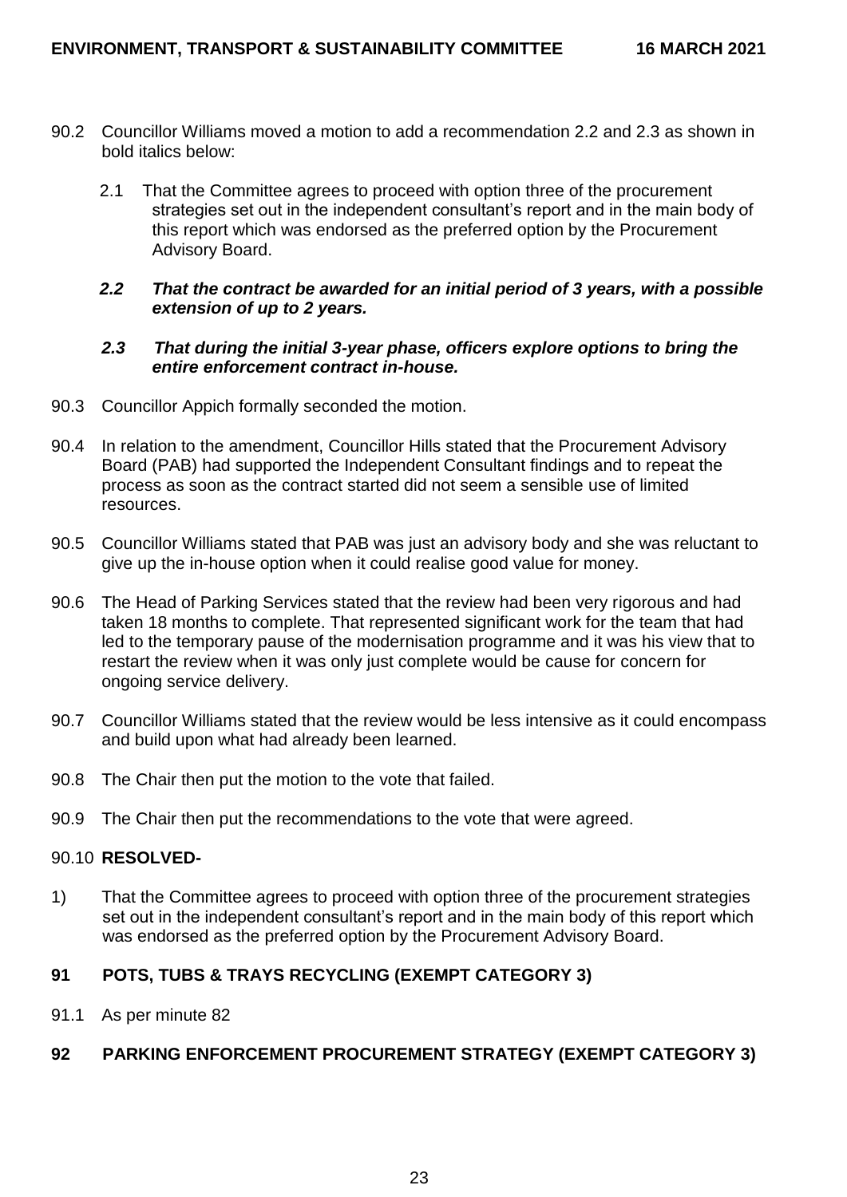90.2 Councillor Williams moved a motion to add a recommendation 2.2 and 2.3 as shown in bold italics below:

2.1 That the Committee agrees to proceed with option three of the procurement strategies set out in the independent consultant's report and in the main body of this report which was endorsed as the preferred option by the Procurement Advisory Board.

***2.2 That the contract be awarded for an initial period of 3 years, with a possible extension of up to 2 years.***

***2.3 That during the initial 3-year phase, officers explore options to bring the entire enforcement contract in-house.***

90.3 Councillor Appich formally seconded the motion.

90.4 In relation to the amendment, Councillor Hills stated that the Procurement Advisory Board (PAB) had supported the Independent Consultant findings and to repeat the process as soon as the contract started did not seem a sensible use of limited resources.

90.5 Councillor Williams stated that PAB was just an advisory body and she was reluctant to give up the in-house option when it could realise good value for money.

90.6 The Head of Parking Services stated that the review had been very rigorous and had taken 18 months to complete. That represented significant work for the team that had led to the temporary pause of the modernisation programme and it was his view that to restart the review when it was only just complete would be cause for concern for ongoing service delivery.

90.7 Councillor Williams stated that the review would be less intensive as it could encompass and build upon what had already been learned.

90.8 The Chair then put the motion to the vote that failed.

90.9 The Chair then put the recommendations to the vote that were agreed.

90.10 **RESOLVED-**

1) That the Committee agrees to proceed with option three of the procurement strategies set out in the independent consultant's report and in the main body of this report which was endorsed as the preferred option by the Procurement Advisory Board.

## 91 POTS, TUBS & TRAYS RECYCLING (EXEMPT CATEGORY 3)

91.1 As per minute 82

## 92 PARKING ENFORCEMENT PROCUREMENT STRATEGY (EXEMPT CATEGORY 3)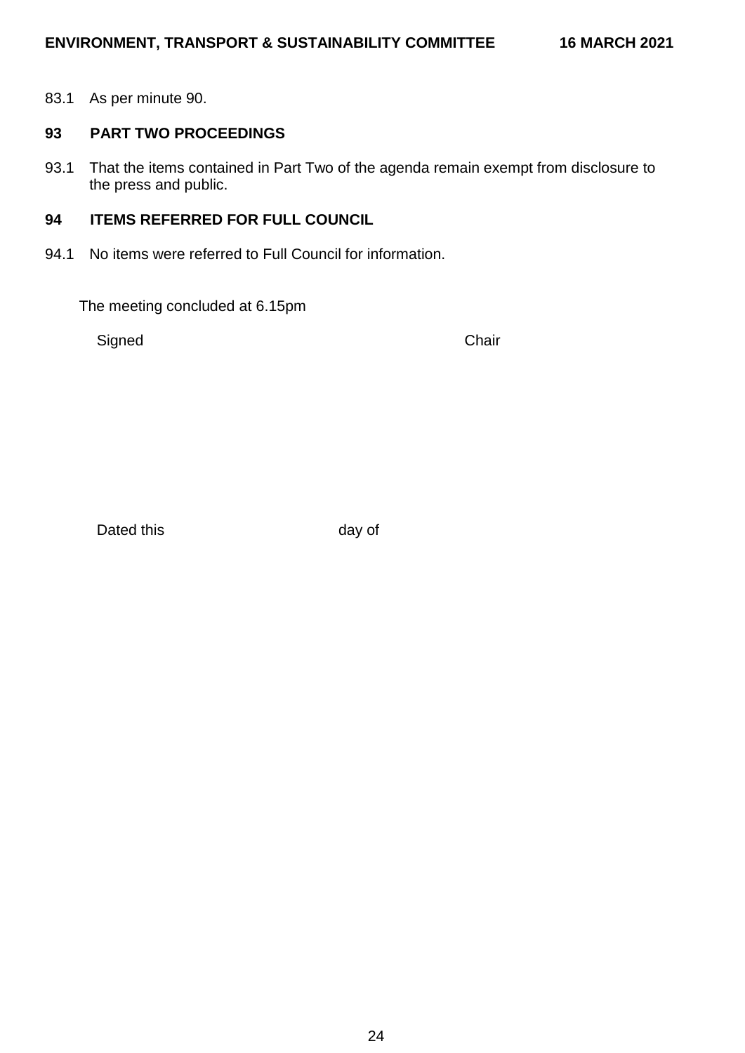83.1 As per minute 90.

## 93 PART TWO PROCEEDINGS

93.1 That the items contained in Part Two of the agenda remain exempt from disclosure to the press and public.

## 94 ITEMS REFERRED FOR FULL COUNCIL

94.1 No items were referred to Full Council for information.

The meeting concluded at 6.15pm

Signed Chair

Dated this day of